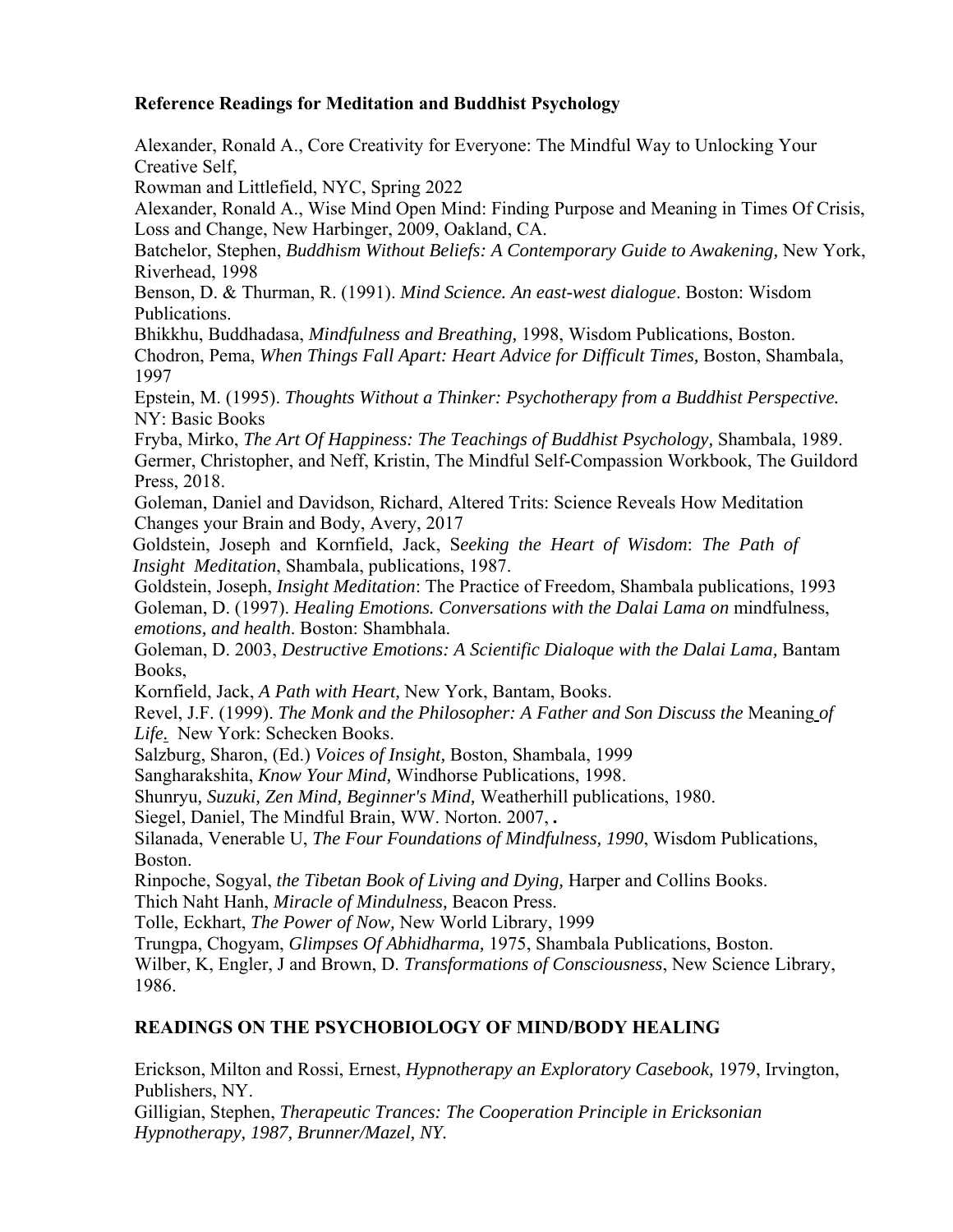**Reference Readings for Meditation and Buddhist Psychology**

Alexander, Ronald A., Core Creativity for Everyone: The Mindful Way to Unlocking Your Creative Self,
Rowman and Littlefield, NYC, Spring 2022
Alexander, Ronald A., Wise Mind Open Mind: Finding Purpose and Meaning in Times Of Crisis, Loss and Change, New Harbinger, 2009, Oakland, CA.
Batchelor, Stephen, *Buddhism Without Beliefs: A Contemporary Guide to Awakening,* New York, Riverhead, 1998
Benson, D. & Thurman, R. (1991). *Mind Science. An east-west dialogue*. Boston: Wisdom Publications.
Bhikkhu, Buddhadasa, *Mindfulness and Breathing,* 1998, Wisdom Publications, Boston.
Chodron, Pema, *When Things Fall Apart: Heart Advice for Difficult Times,* Boston, Shambala, 1997
Epstein, M. (1995). *Thoughts Without a Thinker: Psychotherapy from a Buddhist Perspective.* NY: Basic Books
Fryba, Mirko, *The Art Of Happiness: The Teachings of Buddhist Psychology,* Shambala, 1989.
Germer, Christopher, and Neff, Kristin, The Mindful Self-Compassion Workbook, The Guildord Press, 2018.
Goleman, Daniel and Davidson, Richard, Altered Trits: Science Reveals How Meditation Changes your Brain and Body, Avery, 2017
Goldstein, Joseph and Kornfield, Jack, S*eeking the Heart of Wisdom*: *The Path of Insight Meditation*, Shambala, publications, 1987.
Goldstein, Joseph, *Insight Meditation*: The Practice of Freedom, Shambala publications, 1993
Goleman, D. (1997). *Healing Emotions. Conversations with the Dalai Lama on* mindfulness, *emotions, and health*. Boston: Shambhala.
Goleman, D. 2003, *Destructive Emotions: A Scientific Dialoque with the Dalai Lama,* Bantam Books,
Kornfield, Jack, *A Path with Heart,* New York, Bantam, Books.
Revel, J.F. (1999). *The Monk and the Philosopher: A Father and Son Discuss the* Meaning *of Life.* New York: Schecken Books.
Salzburg, Sharon, (Ed.) *Voices of Insight,* Boston, Shambala, 1999
Sangharakshita, *Know Your Mind,* Windhorse Publications, 1998.
Shunryu, *Suzuki, Zen Mind, Beginner's Mind,* Weatherhill publications, 1980.
Siegel, Daniel, The Mindful Brain, WW. Norton. 2007, **.**
Silanada, Venerable U, *The Four Foundations of Mindfulness, 1990*, Wisdom Publications, Boston.
Rinpoche, Sogyal, *the Tibetan Book of Living and Dying,* Harper and Collins Books.
Thich Naht Hanh, *Miracle of Mindulness,* Beacon Press.
Tolle, Eckhart, *The Power of Now,* New World Library, 1999
Trungpa, Chogyam, *Glimpses Of Abhidharma,* 1975, Shambala Publications, Boston.
Wilber, K, Engler, J and Brown, D. *Transformations of Consciousness*, New Science Library, 1986.

**READINGS ON THE PSYCHOBIOLOGY OF MIND/BODY HEALING**

Erickson, Milton and Rossi, Ernest, *Hypnotherapy an Exploratory Casebook,* 1979, Irvington, Publishers, NY.
Gilligian, Stephen, *Therapeutic Trances: The Cooperation Principle in Ericksonian Hypnotherapy, 1987, Brunner/Mazel, NY.*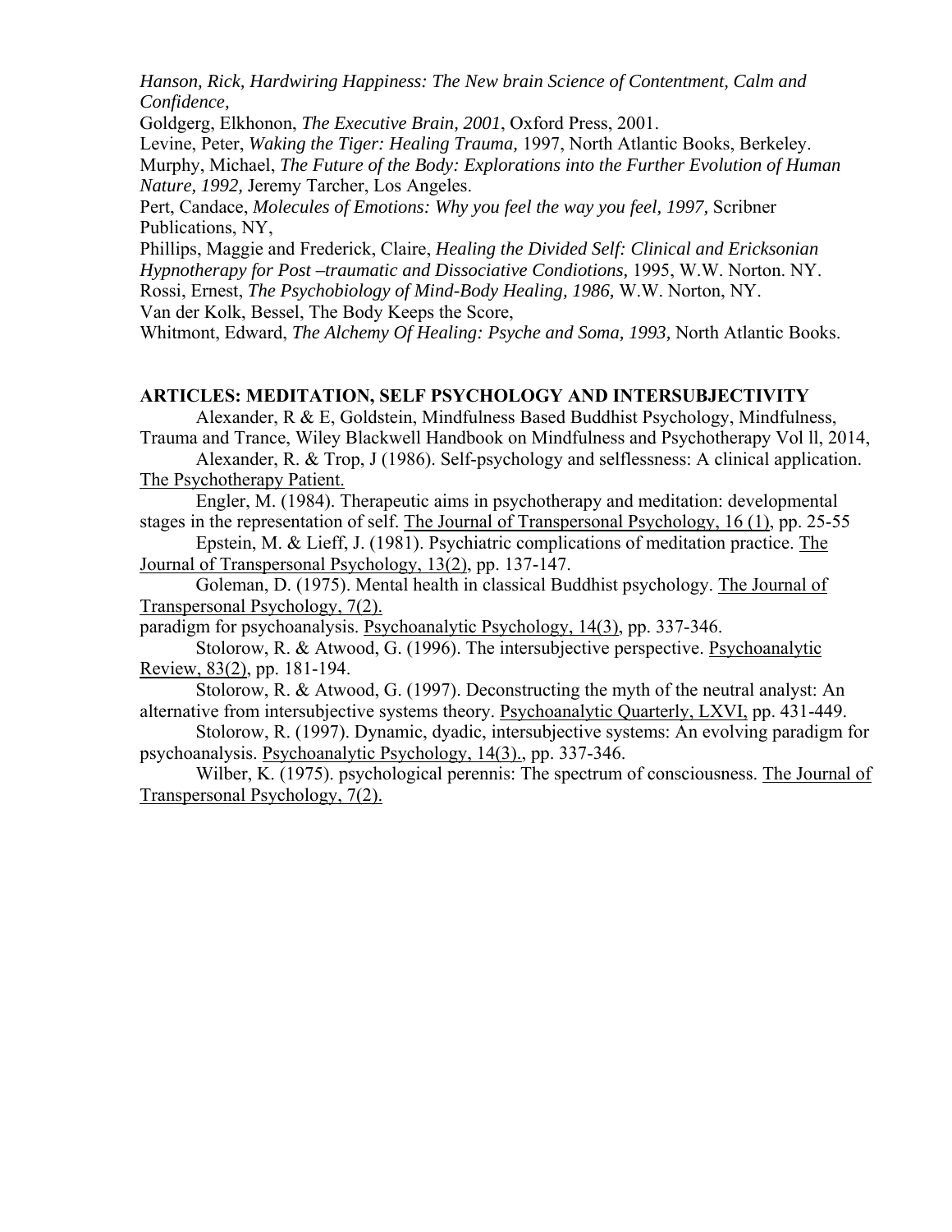*Hanson, Rick, Hardwiring Happiness: The New brain Science of Contentment, Calm and Confidence,*

Goldgerg, Elkhonon, *The Executive Brain, 2001*, Oxford Press, 2001.

Levine, Peter, *Waking the Tiger: Healing Trauma,* 1997, North Atlantic Books, Berkeley.

Murphy, Michael, *The Future of the Body: Explorations into the Further Evolution of Human Nature, 1992*, Jeremy Tarcher, Los Angeles.

Pert, Candace, *Molecules of Emotions: Why you feel the way you feel, 1997,* Scribner Publications, NY,

Phillips, Maggie and Frederick, Claire, *Healing the Divided Self: Clinical and Ericksonian Hypnotherapy for Post –traumatic and Dissociative Condiotions,* 1995, W.W. Norton. NY.

Rossi, Ernest, *The Psychobiology of Mind-Body Healing, 1986,* W.W. Norton, NY.

Van der Kolk, Bessel, The Body Keeps the Score,

Whitmont, Edward, *The Alchemy Of Healing: Psyche and Soma, 1993,* North Atlantic Books.

**ARTICLES: MEDITATION, SELF PSYCHOLOGY AND INTERSUBJECTIVITY**

Alexander, R & E, Goldstein, Mindfulness Based Buddhist Psychology, Mindfulness, Trauma and Trance, Wiley Blackwell Handbook on Mindfulness and Psychotherapy Vol ll, 2014,

Alexander, R. & Trop, J (1986). Self-psychology and selflessness: A clinical application. The Psychotherapy Patient.

Engler, M. (1984). Therapeutic aims in psychotherapy and meditation: developmental stages in the representation of self. The Journal of Transpersonal Psychology, 16 (1), pp. 25-55

Epstein, M. & Lieff, J. (1981). Psychiatric complications of meditation practice. The Journal of Transpersonal Psychology, 13(2), pp. 137-147.

Goleman, D. (1975). Mental health in classical Buddhist psychology. The Journal of Transpersonal Psychology, 7(2).

paradigm for psychoanalysis. Psychoanalytic Psychology, 14(3), pp. 337-346.

Stolorow, R. & Atwood, G. (1996). The intersubjective perspective. Psychoanalytic Review, 83(2), pp. 181-194.

Stolorow, R. & Atwood, G. (1997). Deconstructing the myth of the neutral analyst: An alternative from intersubjective systems theory. Psychoanalytic Quarterly, LXVI, pp. 431-449.

Stolorow, R. (1997). Dynamic, dyadic, intersubjective systems: An evolving paradigm for psychoanalysis. Psychoanalytic Psychology, 14(3)., pp. 337-346.

Wilber, K. (1975). psychological perennis: The spectrum of consciousness. The Journal of Transpersonal Psychology, 7(2).